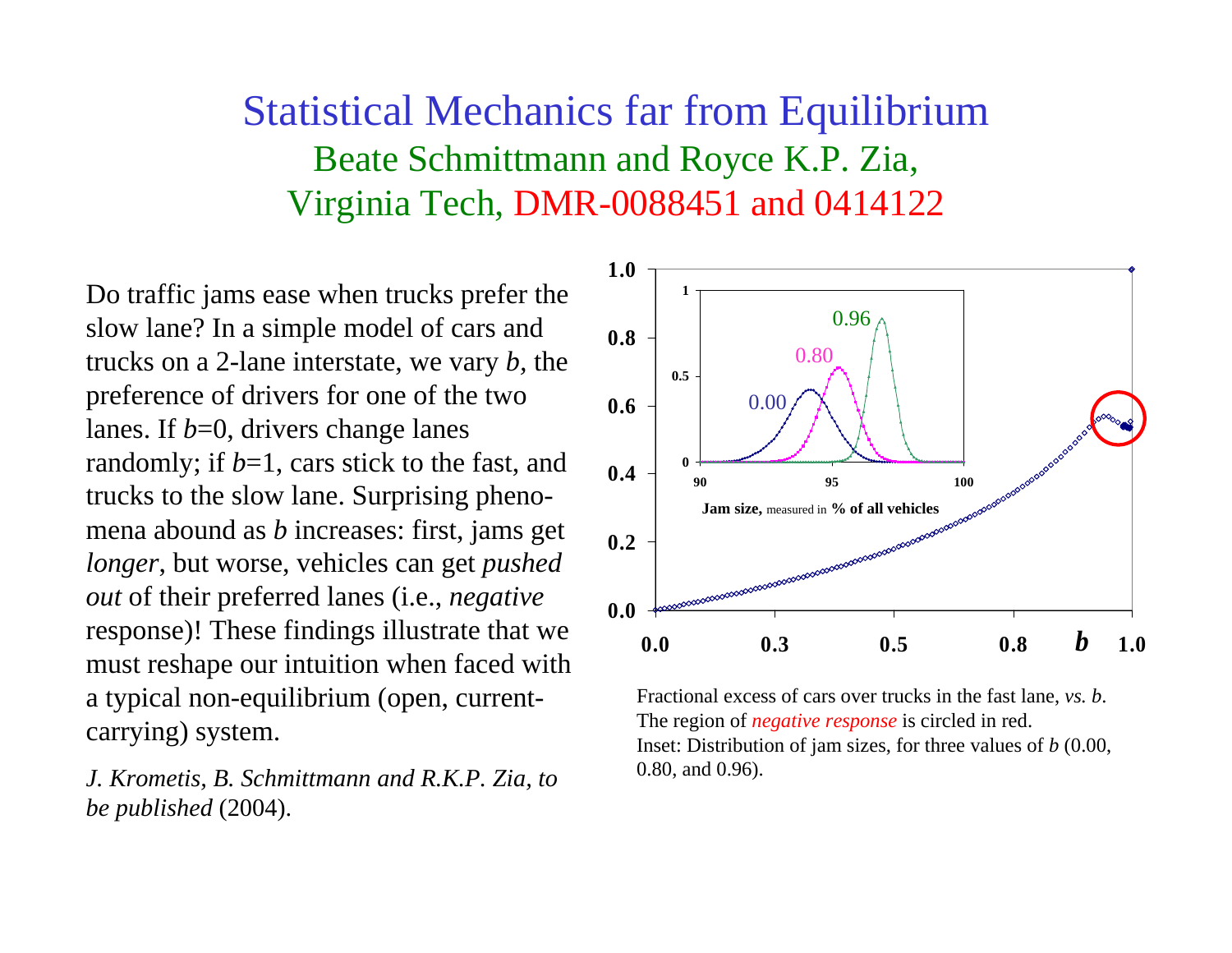# Statistical Mechanics far from Equilibrium

## Beate Schmittmann and Royce K.P. Zia, Virginia Tech, DMR-0088451 and 0414122

Do traffic jams ease when trucks prefer the slow lane? In a simple model of cars and trucks on a 2-lane interstate, we vary $b$, the preference of drivers for one of the two lanes. If $b$=0, drivers change lanes randomly; if $b$=1, cars stick to the fast, and trucks to the slow lane. Surprising phenomena abound as $b$ increases: first, jams get *longer*, but worse, vehicles can get *pushed out* of their preferred lanes (i.e., *negative* response)! These findings illustrate that we must reshape our intuition when faced with a typical non-equilibrium (open, current-carrying) system.

*J. Krometis, B. Schmittmann and R.K.P. Zia, to be published* (2004).

Fractional excess of cars over trucks in the fast lane, *vs. b*. The region of *negative response* is circled in red. Inset: Distribution of jam sizes, for three values of $b$ (0.00, 0.80, and 0.96).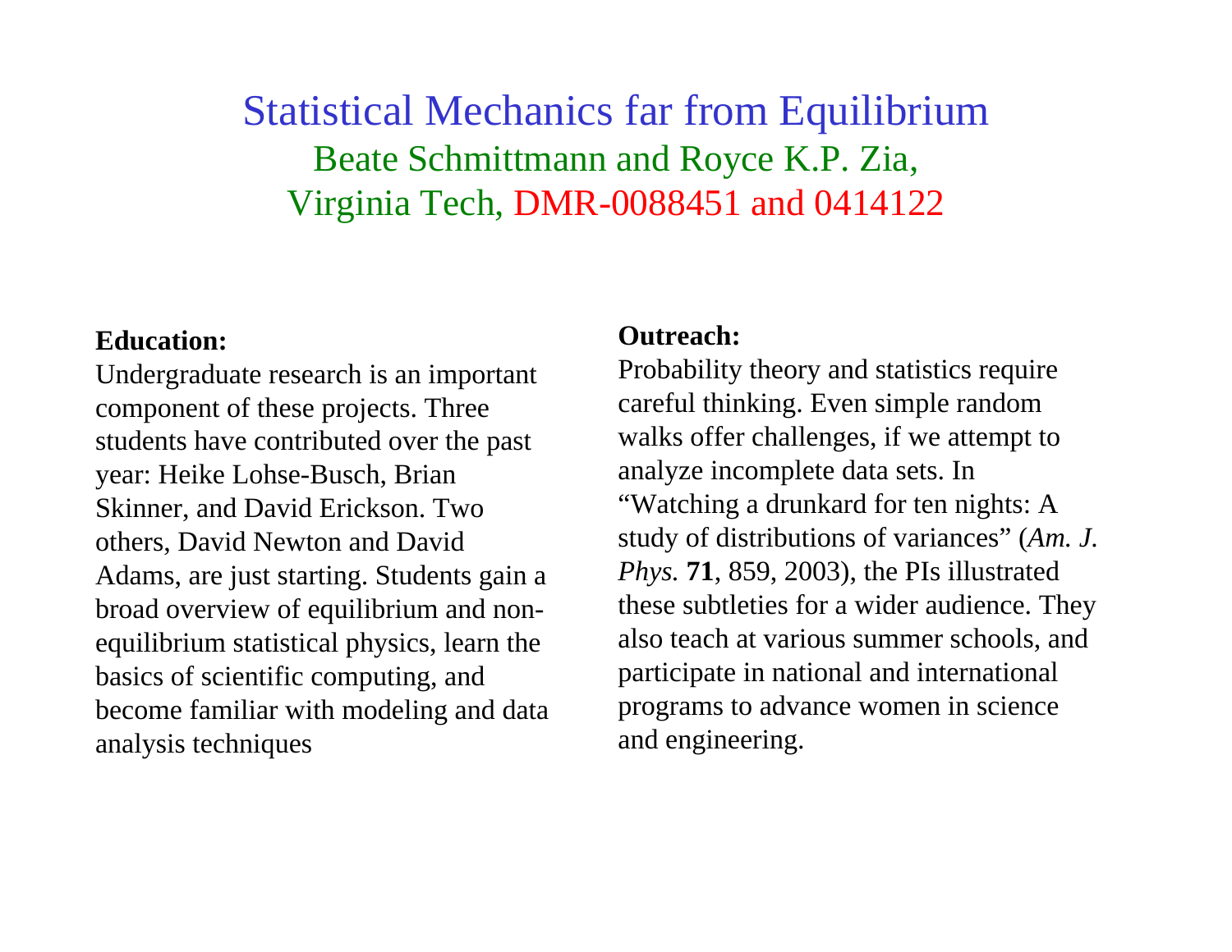# Statistical Mechanics far from Equilibrium

Beate Schmittmann and Royce K.P. Zia,
Virginia Tech, DMR-0088451 and 0414122

**Education:**

Undergraduate research is an important component of these projects. Three students have contributed over the past year: Heike Lohse-Busch, Brian Skinner, and David Erickson. Two others, David Newton and David Adams, are just starting. Students gain a broad overview of equilibrium and non-equilibrium statistical physics, learn the basics of scientific computing, and become familiar with modeling and data analysis techniques

**Outreach:**

Probability theory and statistics require careful thinking. Even simple random walks offer challenges, if we attempt to analyze incomplete data sets. In "Watching a drunkard for ten nights: A study of distributions of variances" (*Am. J. Phys.* **71**, 859, 2003), the PIs illustrated these subtleties for a wider audience. They also teach at various summer schools, and participate in national and international programs to advance women in science and engineering.